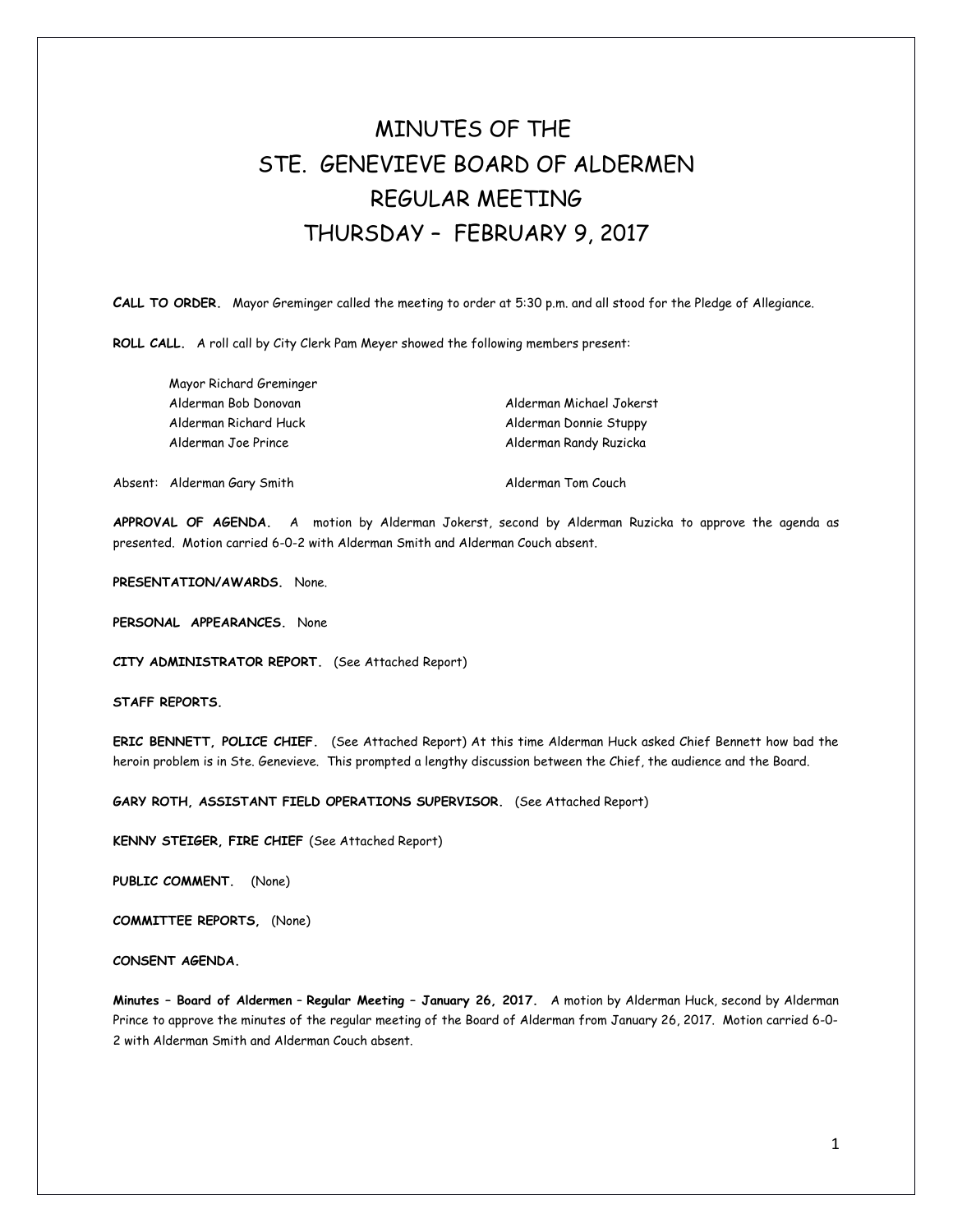# MINUTES OF THE
# STE. GENEVIEVE BOARD OF ALDERMEN
# REGULAR MEETING
# THURSDAY – FEBRUARY 9, 2017

**CALL TO ORDER.** Mayor Greminger called the meeting to order at 5:30 p.m. and all stood for the Pledge of Allegiance.

**ROLL CALL.** A roll call by City Clerk Pam Meyer showed the following members present:

Mayor Richard Greminger
Alderman Bob Donovan
Alderman Richard Huck
Alderman Joe Prince
Alderman Michael Jokerst
Alderman Donnie Stuppy
Alderman Randy Ruzicka

Absent: Alderman Gary Smith, Alderman Tom Couch

**APPROVAL OF AGENDA.** A motion by Alderman Jokerst, second by Alderman Ruzicka to approve the agenda as presented. Motion carried 6-0-2 with Alderman Smith and Alderman Couch absent.

**PRESENTATION/AWARDS.** None.

**PERSONAL APPEARANCES.** None

**CITY ADMINISTRATOR REPORT.** (See Attached Report)

**STAFF REPORTS.**

**ERIC BENNETT, POLICE CHIEF.** (See Attached Report) At this time Alderman Huck asked Chief Bennett how bad the heroin problem is in Ste. Genevieve. This prompted a lengthy discussion between the Chief, the audience and the Board.

**GARY ROTH, ASSISTANT FIELD OPERATIONS SUPERVISOR.** (See Attached Report)

**KENNY STEIGER, FIRE CHIEF** (See Attached Report)

**PUBLIC COMMENT.** (None)

**COMMITTEE REPORTS,** (None)

**CONSENT AGENDA.**

**Minutes – Board of Aldermen – Regular Meeting – January 26, 2017.** A motion by Alderman Huck, second by Alderman Prince to approve the minutes of the regular meeting of the Board of Alderman from January 26, 2017. Motion carried 6-0-2 with Alderman Smith and Alderman Couch absent.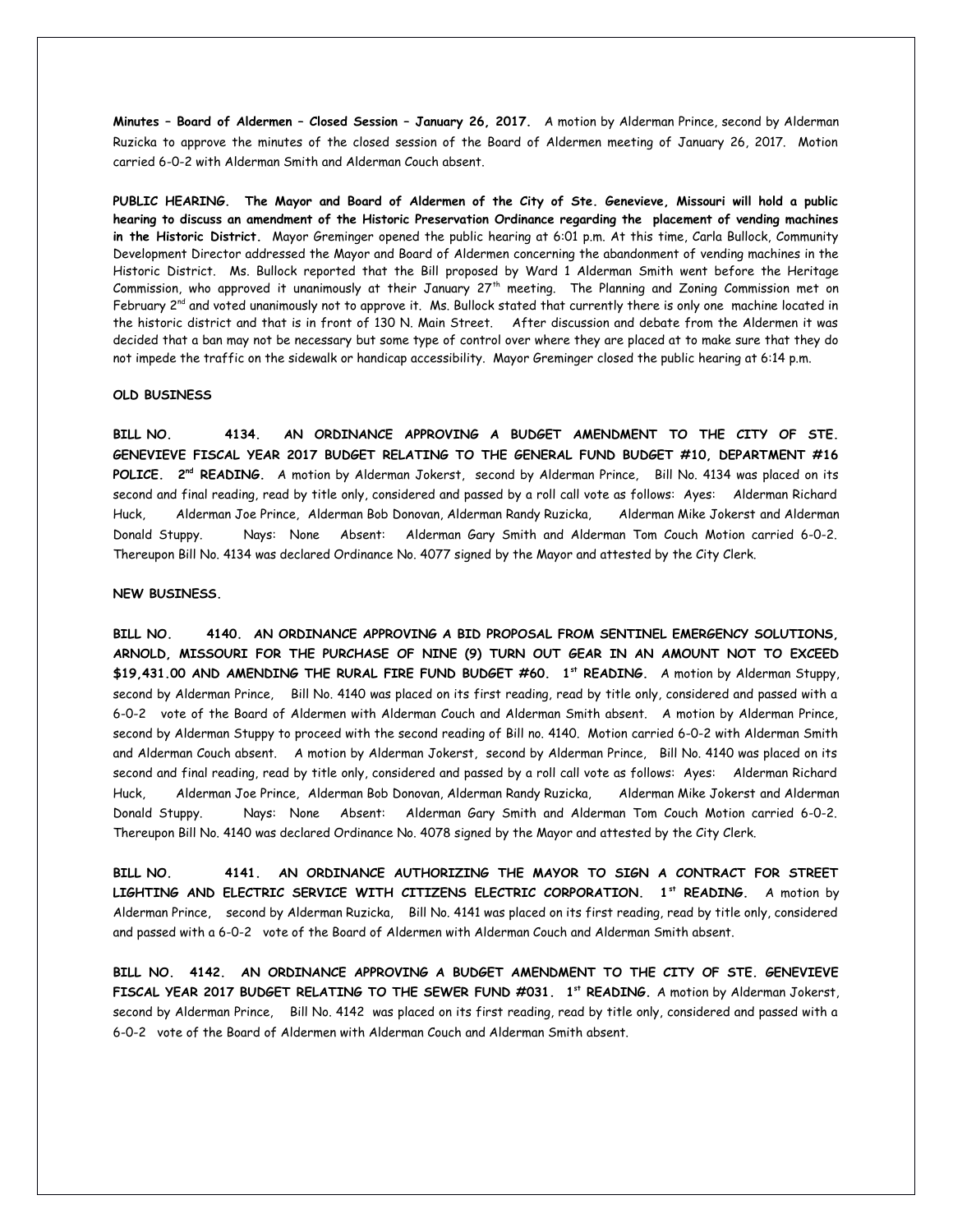**Minutes – Board of Aldermen – Closed Session – January 26, 2017.** A motion by Alderman Prince, second by Alderman Ruzicka to approve the minutes of the closed session of the Board of Aldermen meeting of January 26, 2017. Motion carried 6-0-2 with Alderman Smith and Alderman Couch absent.

**PUBLIC HEARING. The Mayor and Board of Aldermen of the City of Ste. Genevieve, Missouri will hold a public hearing to discuss an amendment of the Historic Preservation Ordinance regarding the placement of vending machines in the Historic District.** Mayor Greminger opened the public hearing at 6:01 p.m. At this time, Carla Bullock, Community Development Director addressed the Mayor and Board of Aldermen concerning the abandonment of vending machines in the Historic District. Ms. Bullock reported that the Bill proposed by Ward 1 Alderman Smith went before the Heritage Commission, who approved it unanimously at their January 27th meeting. The Planning and Zoning Commission met on February 2nd and voted unanimously not to approve it. Ms. Bullock stated that currently there is only one machine located in the historic district and that is in front of 130 N. Main Street. After discussion and debate from the Aldermen it was decided that a ban may not be necessary but some type of control over where they are placed at to make sure that they do not impede the traffic on the sidewalk or handicap accessibility. Mayor Greminger closed the public hearing at 6:14 p.m.

**OLD BUSINESS**

**BILL NO. 4134. AN ORDINANCE APPROVING A BUDGET AMENDMENT TO THE CITY OF STE. GENEVIEVE FISCAL YEAR 2017 BUDGET RELATING TO THE GENERAL FUND BUDGET #10, DEPARTMENT #16 POLICE. 2nd READING.** A motion by Alderman Jokerst, second by Alderman Prince, Bill No. 4134 was placed on its second and final reading, read by title only, considered and passed by a roll call vote as follows: Ayes: Alderman Richard Huck, Alderman Joe Prince, Alderman Bob Donovan, Alderman Randy Ruzicka, Alderman Mike Jokerst and Alderman Donald Stuppy. Nays: None Absent: Alderman Gary Smith and Alderman Tom Couch Motion carried 6-0-2. Thereupon Bill No. 4134 was declared Ordinance No. 4077 signed by the Mayor and attested by the City Clerk.

**NEW BUSINESS.**

**BILL NO. 4140. AN ORDINANCE APPROVING A BID PROPOSAL FROM SENTINEL EMERGENCY SOLUTIONS, ARNOLD, MISSOURI FOR THE PURCHASE OF NINE (9) TURN OUT GEAR IN AN AMOUNT NOT TO EXCEED $19,431.00 AND AMENDING THE RURAL FIRE FUND BUDGET #60. 1st READING.** A motion by Alderman Stuppy, second by Alderman Prince, Bill No. 4140 was placed on its first reading, read by title only, considered and passed with a 6-0-2 vote of the Board of Aldermen with Alderman Couch and Alderman Smith absent. A motion by Alderman Prince, second by Alderman Stuppy to proceed with the second reading of Bill no. 4140. Motion carried 6-0-2 with Alderman Smith and Alderman Couch absent. A motion by Alderman Jokerst, second by Alderman Prince, Bill No. 4140 was placed on its second and final reading, read by title only, considered and passed by a roll call vote as follows: Ayes: Alderman Richard Huck, Alderman Joe Prince, Alderman Bob Donovan, Alderman Randy Ruzicka, Alderman Mike Jokerst and Alderman Donald Stuppy. Nays: None Absent: Alderman Gary Smith and Alderman Tom Couch Motion carried 6-0-2. Thereupon Bill No. 4140 was declared Ordinance No. 4078 signed by the Mayor and attested by the City Clerk.

**BILL NO. 4141. AN ORDINANCE AUTHORIZING THE MAYOR TO SIGN A CONTRACT FOR STREET LIGHTING AND ELECTRIC SERVICE WITH CITIZENS ELECTRIC CORPORATION. 1st READING.** A motion by Alderman Prince, second by Alderman Ruzicka, Bill No. 4141 was placed on its first reading, read by title only, considered and passed with a 6-0-2 vote of the Board of Aldermen with Alderman Couch and Alderman Smith absent.

**BILL NO. 4142. AN ORDINANCE APPROVING A BUDGET AMENDMENT TO THE CITY OF STE. GENEVIEVE FISCAL YEAR 2017 BUDGET RELATING TO THE SEWER FUND #031. 1st READING.** A motion by Alderman Jokerst, second by Alderman Prince, Bill No. 4142 was placed on its first reading, read by title only, considered and passed with a 6-0-2 vote of the Board of Aldermen with Alderman Couch and Alderman Smith absent.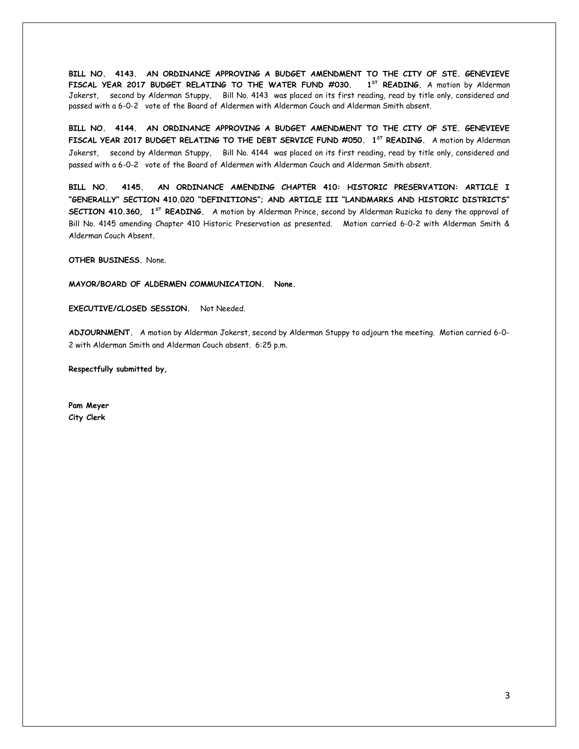**BILL NO. 4143. AN ORDINANCE APPROVING A BUDGET AMENDMENT TO THE CITY OF STE. GENEVIEVE FISCAL YEAR 2017 BUDGET RELATING TO THE WATER FUND #030. 1ST READING.** A motion by Alderman Jokerst, second by Alderman Stuppy, Bill No. 4143 was placed on its first reading, read by title only, considered and passed with a 6-0-2 vote of the Board of Aldermen with Alderman Couch and Alderman Smith absent.

**BILL NO. 4144. AN ORDINANCE APPROVING A BUDGET AMENDMENT TO THE CITY OF STE. GENEVIEVE FISCAL YEAR 2017 BUDGET RELATING TO THE DEBT SERVICE FUND #050. 1ST READING.** A motion by Alderman Jokerst, second by Alderman Stuppy, Bill No. 4144 was placed on its first reading, read by title only, considered and passed with a 6-0-2 vote of the Board of Aldermen with Alderman Couch and Alderman Smith absent.

**BILL NO. 4145. AN ORDINANCE AMENDING CHAPTER 410: HISTORIC PRESERVATION: ARTICLE I "GENERALLY" SECTION 410.020 "DEFINITIONS"; AND ARTICLE III "LANDMARKS AND HISTORIC DISTRICTS" SECTION 410.360, 1ST READING.** A motion by Alderman Prince, second by Alderman Ruzicka to deny the approval of Bill No. 4145 amending Chapter 410 Historic Preservation as presented. Motion carried 6-0-2 with Alderman Smith & Alderman Couch Absent.

**OTHER BUSINESS.** None.

**MAYOR/BOARD OF ALDERMEN COMMUNICATION. None.**

**EXECUTIVE/CLOSED SESSION.** Not Needed.

**ADJOURNMENT.** A motion by Alderman Jokerst, second by Alderman Stuppy to adjourn the meeting. Motion carried 6-0-2 with Alderman Smith and Alderman Couch absent. 6:25 p.m.

**Respectfully submitted by,**

**Pam Meyer**
**City Clerk**